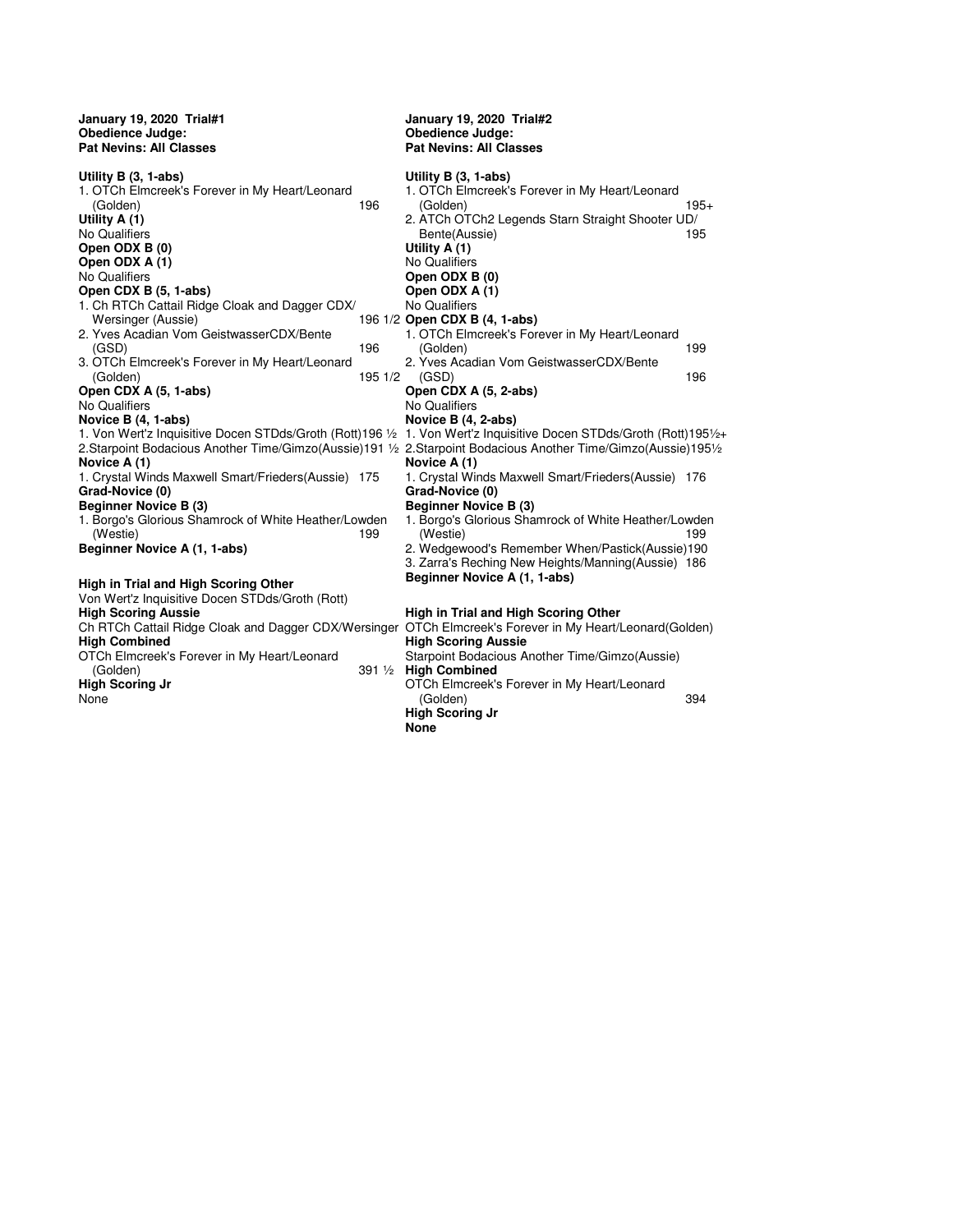**January 19, 2020 Trial#1**
**Obedience Judge:**
**Pat Nevins: All Classes**

**Utility B (3, 1-abs)**
1. OTCh Elmcreek's Forever in My Heart/Leonard (Golden) 196

**Utility A (1)**
No Qualifiers

**Open ODX B (0)**

**Open ODX A (1)**
No Qualifiers

**Open CDX B (5, 1-abs)**
1. Ch RTCh Cattail Ridge Cloak and Dagger CDX/ Wersinger (Aussie) 196 1/2
2. Yves Acadian Vom GeistwasserCDX/Bente (GSD) 196
3. OTCh Elmcreek's Forever in My Heart/Leonard (Golden) 195 1/2

**Open CDX A (5, 1-abs)**
No Qualifiers

**Novice B (4, 1-abs)**
1. Von Wert'z Inquisitive Docen STDds/Groth (Rott)196 ½
2.Starpoint Bodacious Another Time/Gimzo(Aussie)191 ½

**Novice A (1)**
1. Crystal Winds Maxwell Smart/Frieders(Aussie) 175

**Grad-Novice (0)**

**Beginner Novice B (3)**
1. Borgo's Glorious Shamrock of White Heather/Lowden (Westie) 199

**Beginner Novice A (1, 1-abs)**

**High in Trial and High Scoring Other**
Von Wert'z Inquisitive Docen STDds/Groth (Rott)

**High Scoring Aussie**
Ch RTCh Cattail Ridge Cloak and Dagger CDX/Wersinger

**High Combined**
OTCh Elmcreek's Forever in My Heart/Leonard (Golden) 391 ½

**High Scoring Jr**
None

**January 19, 2020 Trial#2**
**Obedience Judge:**
**Pat Nevins: All Classes**

**Utility B (3, 1-abs)**
1. OTCh Elmcreek's Forever in My Heart/Leonard (Golden) 195+
2. ATCh OTCh2 Legends Starn Straight Shooter UD/ Bente(Aussie) 195

**Utility A (1)**
No Qualifiers

**Open ODX B (0)**

**Open ODX A (1)**
No Qualifiers

**Open CDX B (4, 1-abs)**
1. OTCh Elmcreek's Forever in My Heart/Leonard (Golden) 199
2. Yves Acadian Vom GeistwasserCDX/Bente (GSD) 196

**Open CDX A (5, 2-abs)**
No Qualifiers

**Novice B (4, 2-abs)**
1. Von Wert'z Inquisitive Docen STDds/Groth (Rott)195½+
2.Starpoint Bodacious Another Time/Gimzo(Aussie)195½

**Novice A (1)**
1. Crystal Winds Maxwell Smart/Frieders(Aussie) 176

**Grad-Novice (0)**

**Beginner Novice B (3)**
1. Borgo's Glorious Shamrock of White Heather/Lowden (Westie) 199
2. Wedgewood's Remember When/Pastick(Aussie)190
3. Zarra's Reching New Heights/Manning(Aussie) 186

**Beginner Novice A (1, 1-abs)**

**High in Trial and High Scoring Other**
OTCh Elmcreek's Forever in My Heart/Leonard(Golden)

**High Scoring Aussie**
Starpoint Bodacious Another Time/Gimzo(Aussie)

**High Combined**
OTCh Elmcreek's Forever in My Heart/Leonard (Golden) 394

**High Scoring Jr**
**None**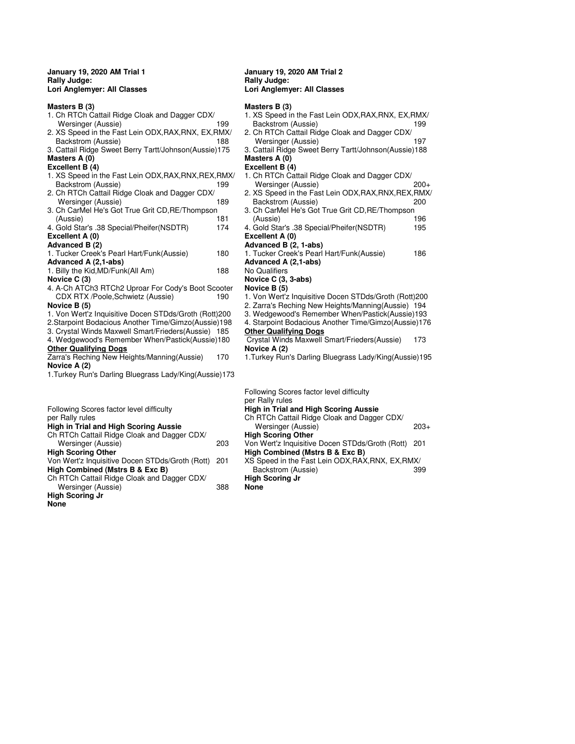**January 19, 2020 AM Trial 1**
**Rally Judge:**
**Lori Anglemyer: All Classes**

**Masters B (3)**
1. Ch RTCh Cattail Ridge Cloak and Dagger CDX/ Wersinger (Aussie) 199
2. XS Speed in the Fast Lein ODX,RAX,RNX, EX,RMX/ Backstrom (Aussie) 188
3. Cattail Ridge Sweet Berry Tartt/Johnson(Aussie)175

**Masters A (0)**

**Excellent B (4)**
1. XS Speed in the Fast Lein ODX,RAX,RNX,REX,RMX/ Backstrom (Aussie) 199
2. Ch RTCh Cattail Ridge Cloak and Dagger CDX/ Wersinger (Aussie) 189
3. Ch CarMel He's Got True Grit CD,RE/Thompson (Aussie) 181
4. Gold Star's .38 Special/Pheifer(NSDTR) 174

**Excellent A (0)**

**Advanced B (2)**
1. Tucker Creek's Pearl Hart/Funk(Aussie) 180

**Advanced A (2,1-abs)**
1. Billy the Kid,MD/Funk(All Am) 188

**Novice C (3)**
4. A-Ch ATCh3 RTCh2 Uproar For Cody's Boot Scooter CDX RTX /Poole,Schwietz (Aussie) 190

**Novice B (5)**
1. Von Wert'z Inquisitive Docen STDds/Groth (Rott)200
2. Starpoint Bodacious Another Time/Gimzo(Aussie)198
3. Crystal Winds Maxwell Smart/Frieders(Aussie) 185
4. Wedgewood's Remember When/Pastick(Aussie)180

**Other Qualifying Dogs**
Zarra's Reching New Heights/Manning(Aussie) 170

**Novice A (2)**
1. Turkey Run's Darling Bluegrass Lady/King(Aussie)173

Following Scores factor level difficulty per Rally rules

**High in Trial and High Scoring Aussie**
Ch RTCh Cattail Ridge Cloak and Dagger CDX/ Wersinger (Aussie) 203

**High Scoring Other**
Von Wert'z Inquisitive Docen STDds/Groth (Rott) 201

**High Combined (Mstrs B & Exc B)**
Ch RTCh Cattail Ridge Cloak and Dagger CDX/ Wersinger (Aussie) 388

**High Scoring Jr**
**None**

**January 19, 2020 AM Trial 2**
**Rally Judge:**
**Lori Anglemyer: All Classes**

**Masters B (3)**
1. XS Speed in the Fast Lein ODX,RAX,RNX, EX,RMX/ Backstrom (Aussie) 199
2. Ch RTCh Cattail Ridge Cloak and Dagger CDX/ Wersinger (Aussie) 197
3. Cattail Ridge Sweet Berry Tartt/Johnson(Aussie)188

**Masters A (0)**

**Excellent B (4)**
1. Ch RTCh Cattail Ridge Cloak and Dagger CDX/ Wersinger (Aussie) 200+
2. XS Speed in the Fast Lein ODX,RAX,RNX,REX,RMX/ Backstrom (Aussie) 200
3. Ch CarMel He's Got True Grit CD,RE/Thompson (Aussie) 196
4. Gold Star's .38 Special/Pheifer(NSDTR) 195

**Excellent A (0)**

**Advanced B (2, 1-abs)**
1. Tucker Creek's Pearl Hart/Funk(Aussie) 186

**Advanced A (2,1-abs)**
No Qualifiers

**Novice C (3, 3-abs)**

**Novice B (5)**
1. Von Wert'z Inquisitive Docen STDds/Groth (Rott)200
2. Zarra's Reching New Heights/Manning(Aussie) 194
3. Wedgewood's Remember When/Pastick(Aussie)193
4. Starpoint Bodacious Another Time/Gimzo(Aussie)176

**Other Qualifying Dogs**
Crystal Winds Maxwell Smart/Frieders(Aussie) 173

**Novice A (2)**
1. Turkey Run's Darling Bluegrass Lady/King(Aussie)195

Following Scores factor level difficulty per Rally rules

**High in Trial and High Scoring Aussie**
Ch RTCh Cattail Ridge Cloak and Dagger CDX/ Wersinger (Aussie) 203+

**High Scoring Other**
Von Wert'z Inquisitive Docen STDds/Groth (Rott) 201

**High Combined (Mstrs B & Exc B)**
XS Speed in the Fast Lein ODX,RAX,RNX, EX,RMX/ Backstrom (Aussie) 399

**High Scoring Jr**
**None**